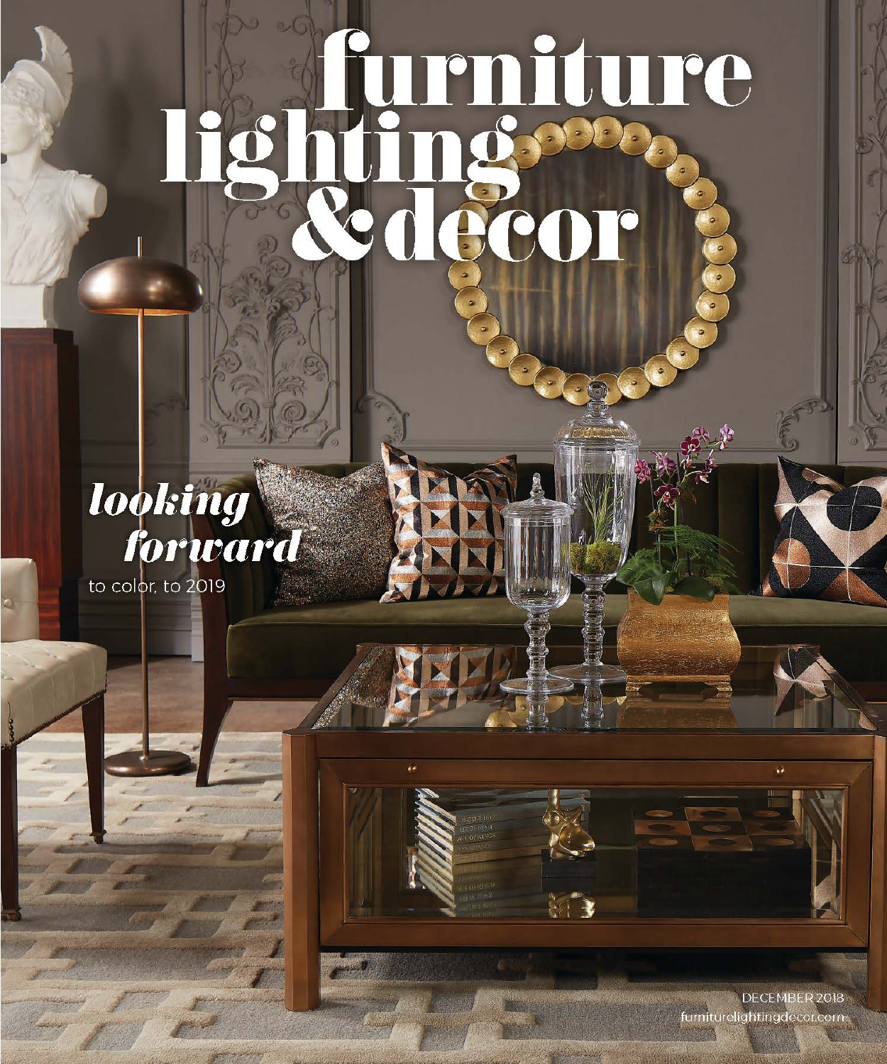# furniture lighting & decor

***looking forward***

to color, to 2019

DECEMBER 2018

furniturelightingdecor.com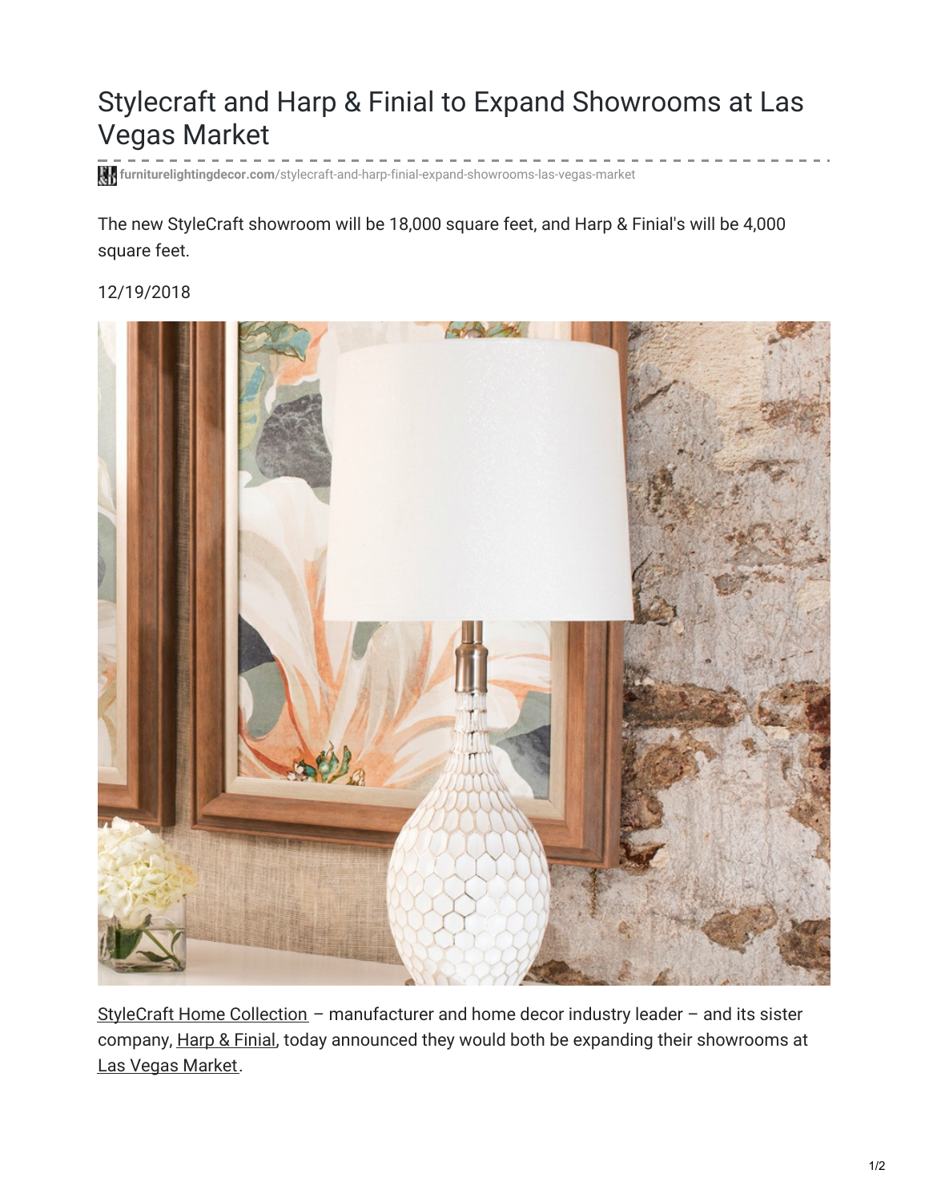# Stylecraft and Harp & Finial to Expand Showrooms at Las Vegas Market

furniturelightingdecor.com/stylecraft-and-harp-finial-expand-showrooms-las-vegas-market

The new StyleCraft showroom will be 18,000 square feet, and Harp & Finial's will be 4,000 square feet.

12/19/2018

StyleCraft Home Collection – manufacturer and home decor industry leader – and its sister company, Harp & Finial, today announced they would both be expanding their showrooms at Las Vegas Market.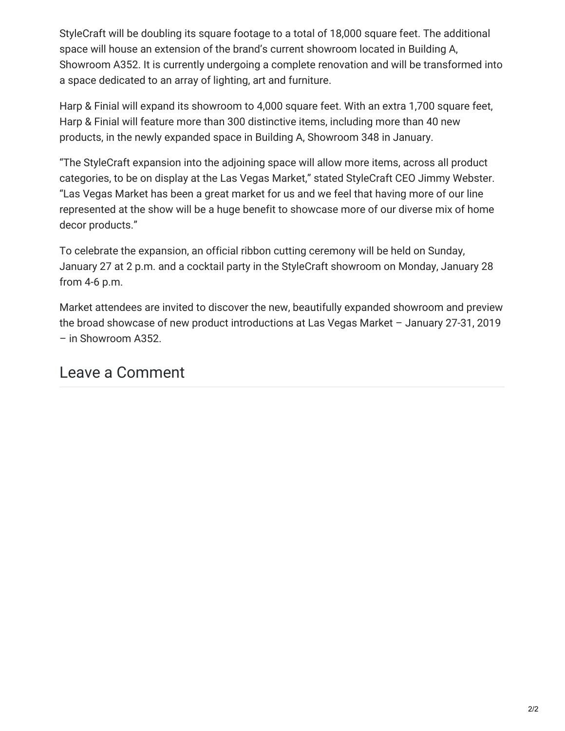StyleCraft will be doubling its square footage to a total of 18,000 square feet. The additional space will house an extension of the brand's current showroom located in Building A, Showroom A352. It is currently undergoing a complete renovation and will be transformed into a space dedicated to an array of lighting, art and furniture.

Harp & Finial will expand its showroom to 4,000 square feet. With an extra 1,700 square feet, Harp & Finial will feature more than 300 distinctive items, including more than 40 new products, in the newly expanded space in Building A, Showroom 348 in January.

"The StyleCraft expansion into the adjoining space will allow more items, across all product categories, to be on display at the Las Vegas Market," stated StyleCraft CEO Jimmy Webster. "Las Vegas Market has been a great market for us and we feel that having more of our line represented at the show will be a huge benefit to showcase more of our diverse mix of home decor products."

To celebrate the expansion, an official ribbon cutting ceremony will be held on Sunday, January 27 at 2 p.m. and a cocktail party in the StyleCraft showroom on Monday, January 28 from 4-6 p.m.

Market attendees are invited to discover the new, beautifully expanded showroom and preview the broad showcase of new product introductions at Las Vegas Market – January 27-31, 2019 – in Showroom A352.

## Leave a Comment